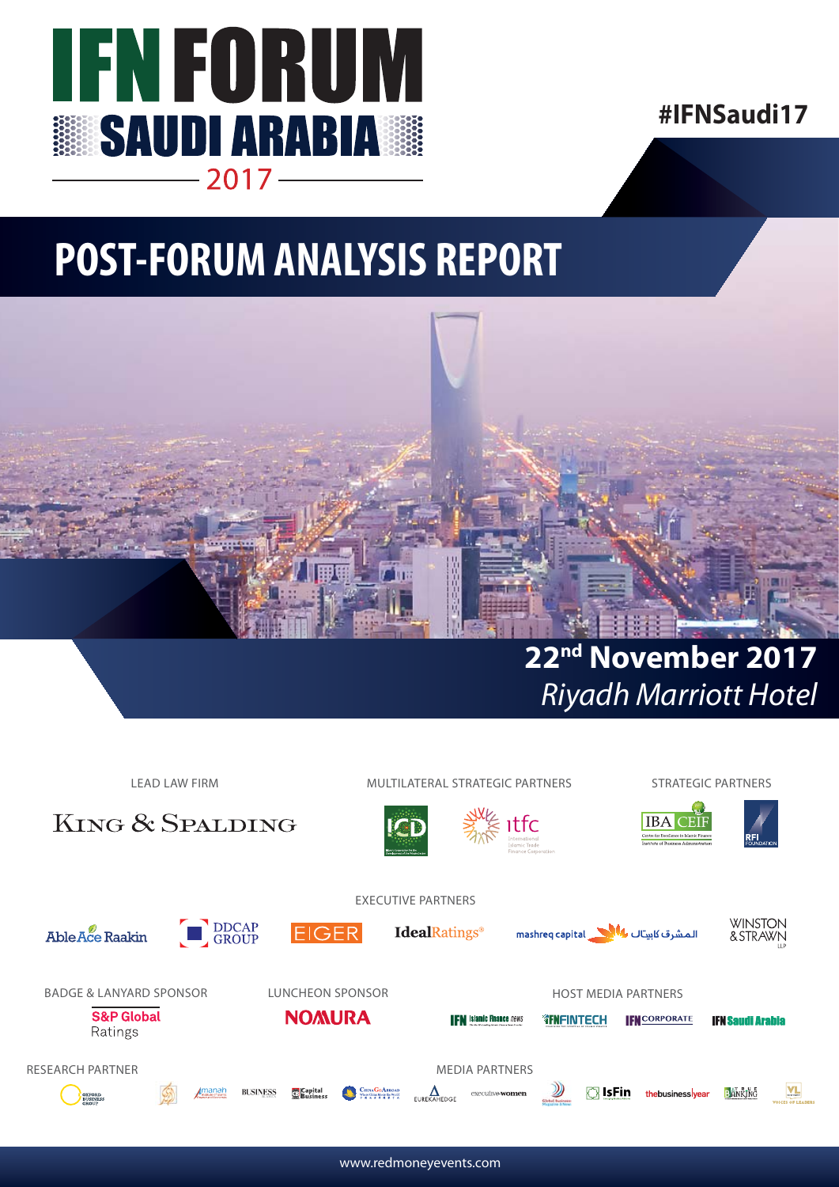# IFN FORUM SAUDI ARABIA 2017

**#IFNSaudi17**

# POST-FORUM ANALYSIS REPORT

**22nd November 2017**
*Riyadh Marriott Hotel*

LEAD LAW FIRM

King & Spalding

MULTILATERAL STRATEGIC PARTNERS

ICD

itfc International Islamic Trade Finance Corporation

STRATEGIC PARTNERS

IBA CEIF Centre for Excellence in Islamic Finance Institute of Business Administration

RFI FOUNDATION

EXECUTIVE PARTNERS

AbleAce Raakin

DDCAP GROUP

EIGER

IdealRatings®

mashreq capital المشرق كابيتال

WINSTON & STRAWN LLP

BADGE & LANYARD SPONSOR

S&P Global Ratings

LUNCHEON SPONSOR

NOMURA

HOST MEDIA PARTNERS

IFN Islamic Finance news

IFN FINTECH

IFN CORPORATE

IFN Saudi Arabia

RESEARCH PARTNER

Oxford Business Group

MEDIA PARTNERS

Amanah

BUSINESS

Capital Business

China Go Abroad

EUREKAHEDGE

executive women

Global Business Magazine & News

IsFin

thebusinessyear

The Banking

VOICES OF LEADERS

www.redmoneyevents.com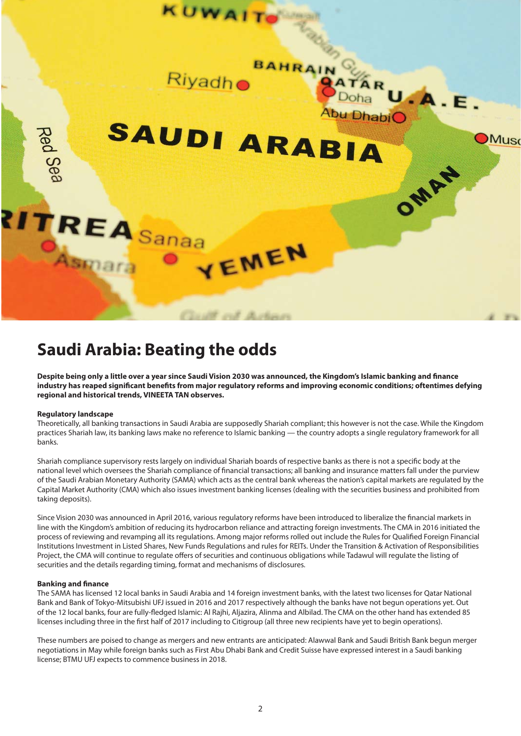# Saudi Arabia: Beating the odds

**Despite being only a little over a year since Saudi Vision 2030 was announced, the Kingdom's Islamic banking and finance industry has reaped significant benefits from major regulatory reforms and improving economic conditions; oftentimes defying regional and historical trends, VINEETA TAN observes.**

**Regulatory landscape**

Theoretically, all banking transactions in Saudi Arabia are supposedly Shariah compliant; this however is not the case. While the Kingdom practices Shariah law, its banking laws make no reference to Islamic banking — the country adopts a single regulatory framework for all banks.

Shariah compliance supervisory rests largely on individual Shariah boards of respective banks as there is not a specific body at the national level which oversees the Shariah compliance of financial transactions; all banking and insurance matters fall under the purview of the Saudi Arabian Monetary Authority (SAMA) which acts as the central bank whereas the nation's capital markets are regulated by the Capital Market Authority (CMA) which also issues investment banking licenses (dealing with the securities business and prohibited from taking deposits).

Since Vision 2030 was announced in April 2016, various regulatory reforms have been introduced to liberalize the financial markets in line with the Kingdom's ambition of reducing its hydrocarbon reliance and attracting foreign investments. The CMA in 2016 initiated the process of reviewing and revamping all its regulations. Among major reforms rolled out include the Rules for Qualified Foreign Financial Institutions Investment in Listed Shares, New Funds Regulations and rules for REITs. Under the Transition & Activation of Responsibilities Project, the CMA will continue to regulate offers of securities and continuous obligations while Tadawul will regulate the listing of securities and the details regarding timing, format and mechanisms of disclosures.

**Banking and finance**

The SAMA has licensed 12 local banks in Saudi Arabia and 14 foreign investment banks, with the latest two licenses for Qatar National Bank and Bank of Tokyo-Mitsubishi UFJ issued in 2016 and 2017 respectively although the banks have not begun operations yet. Out of the 12 local banks, four are fully-fledged Islamic: Al Rajhi, Aljazira, Alinma and Albilad. The CMA on the other hand has extended 85 licenses including three in the first half of 2017 including to Citigroup (all three new recipients have yet to begin operations).

These numbers are poised to change as mergers and new entrants are anticipated: Alawwal Bank and Saudi British Bank begun merger negotiations in May while foreign banks such as First Abu Dhabi Bank and Credit Suisse have expressed interest in a Saudi banking license; BTMU UFJ expects to commence business in 2018.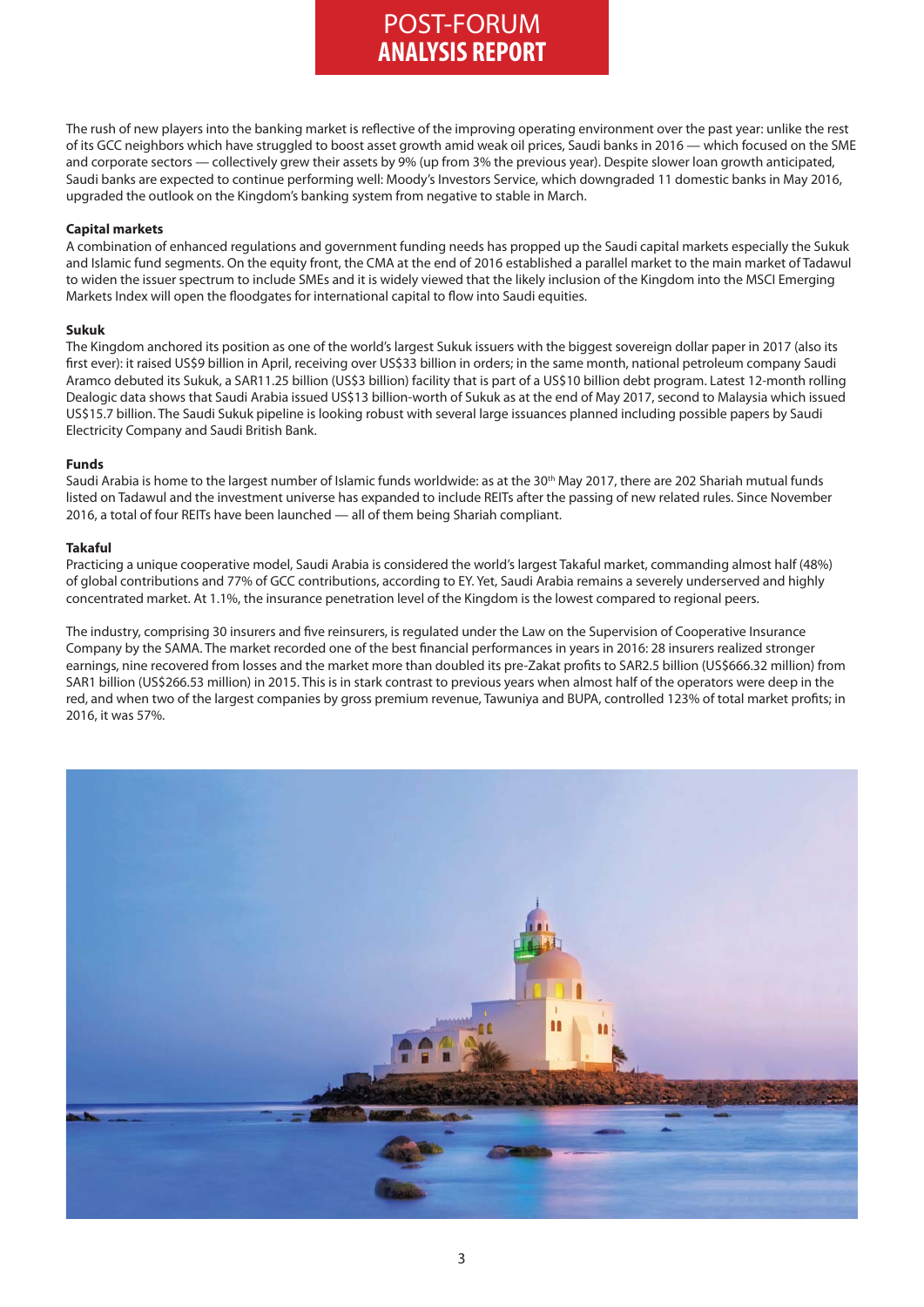The rush of new players into the banking market is reflective of the improving operating environment over the past year: unlike the rest of its GCC neighbors which have struggled to boost asset growth amid weak oil prices, Saudi banks in 2016 — which focused on the SME and corporate sectors — collectively grew their assets by 9% (up from 3% the previous year). Despite slower loan growth anticipated, Saudi banks are expected to continue performing well: Moody's Investors Service, which downgraded 11 domestic banks in May 2016, upgraded the outlook on the Kingdom's banking system from negative to stable in March.

**Capital markets**

A combination of enhanced regulations and government funding needs has propped up the Saudi capital markets especially the Sukuk and Islamic fund segments. On the equity front, the CMA at the end of 2016 established a parallel market to the main market of Tadawul to widen the issuer spectrum to include SMEs and it is widely viewed that the likely inclusion of the Kingdom into the MSCI Emerging Markets Index will open the floodgates for international capital to flow into Saudi equities.

**Sukuk**

The Kingdom anchored its position as one of the world's largest Sukuk issuers with the biggest sovereign dollar paper in 2017 (also its first ever): it raised US$9 billion in April, receiving over US$33 billion in orders; in the same month, national petroleum company Saudi Aramco debuted its Sukuk, a SAR11.25 billion (US$3 billion) facility that is part of a US$10 billion debt program. Latest 12-month rolling Dealogic data shows that Saudi Arabia issued US$13 billion-worth of Sukuk as at the end of May 2017, second to Malaysia which issued US$15.7 billion. The Saudi Sukuk pipeline is looking robust with several large issuances planned including possible papers by Saudi Electricity Company and Saudi British Bank.

**Funds**

Saudi Arabia is home to the largest number of Islamic funds worldwide: as at the 30th May 2017, there are 202 Shariah mutual funds listed on Tadawul and the investment universe has expanded to include REITs after the passing of new related rules. Since November 2016, a total of four REITs have been launched — all of them being Shariah compliant.

**Takaful**

Practicing a unique cooperative model, Saudi Arabia is considered the world's largest Takaful market, commanding almost half (48%) of global contributions and 77% of GCC contributions, according to EY. Yet, Saudi Arabia remains a severely underserved and highly concentrated market. At 1.1%, the insurance penetration level of the Kingdom is the lowest compared to regional peers.

The industry, comprising 30 insurers and five reinsurers, is regulated under the Law on the Supervision of Cooperative Insurance Company by the SAMA. The market recorded one of the best financial performances in years in 2016: 28 insurers realized stronger earnings, nine recovered from losses and the market more than doubled its pre-Zakat profits to SAR2.5 billion (US$666.32 million) from SAR1 billion (US$266.53 million) in 2015. This is in stark contrast to previous years when almost half of the operators were deep in the red, and when two of the largest companies by gross premium revenue, Tawuniya and BUPA, controlled 123% of total market profits; in 2016, it was 57%.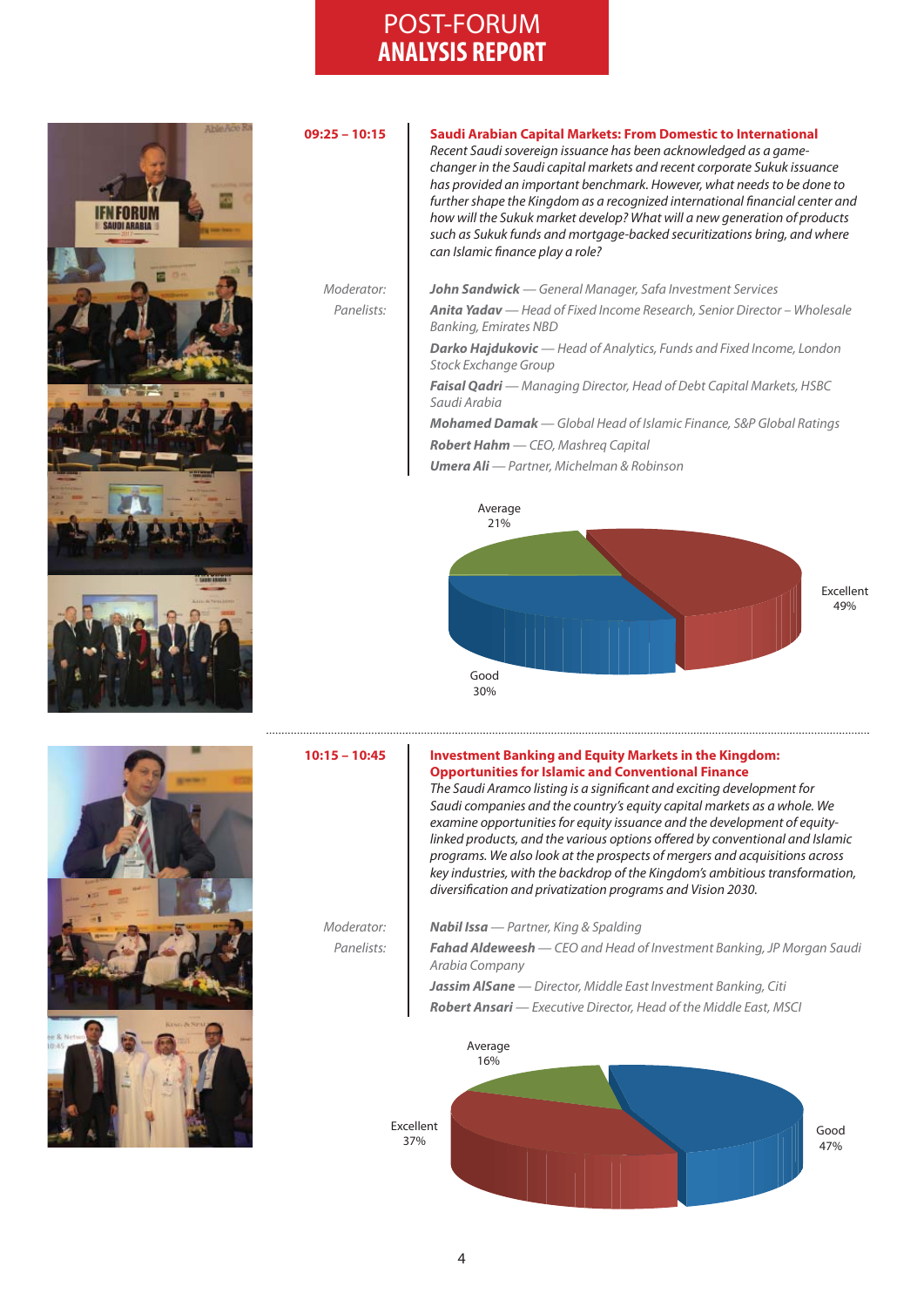**09:25 – 10:15**

## Saudi Arabian Capital Markets: From Domestic to International

*Recent Saudi sovereign issuance has been acknowledged as a game-changer in the Saudi capital markets and recent corporate Sukuk issuance has provided an important benchmark. However, what needs to be done to further shape the Kingdom as a recognized international financial center and how will the Sukuk market develop? What will a new generation of products such as Sukuk funds and mortgage-backed securitizations bring, and where can Islamic finance play a role?*

*Moderator:* ***John Sandwick*** *— General Manager, Safa Investment Services*

*Panelists:*

***Anita Yadav*** *— Head of Fixed Income Research, Senior Director – Wholesale Banking, Emirates NBD*

***Darko Hajdukovic*** *— Head of Analytics, Funds and Fixed Income, London Stock Exchange Group*

***Faisal Qadri*** *— Managing Director, Head of Debt Capital Markets, HSBC Saudi Arabia*

***Mohamed Damak*** *— Global Head of Islamic Finance, S&P Global Ratings*

***Robert Hahm*** *— CEO, Mashreq Capital*

***Umera Ali*** *— Partner, Michelman & Robinson*

| Rating | Percentage |
|---|---|
| Excellent | 49% |
| Good | 30% |
| Average | 21% |

---

**10:15 – 10:45**

## Investment Banking and Equity Markets in the Kingdom: Opportunities for Islamic and Conventional Finance

*The Saudi Aramco listing is a significant and exciting development for Saudi companies and the country's equity capital markets as a whole. We examine opportunities for equity issuance and the development of equity-linked products, and the various options offered by conventional and Islamic programs. We also look at the prospects of mergers and acquisitions across key industries, with the backdrop of the Kingdom's ambitious transformation, diversification and privatization programs and Vision 2030.*

*Moderator:* ***Nabil Issa*** *— Partner, King & Spalding*

*Panelists:*

***Fahad Aldeweesh*** *— CEO and Head of Investment Banking, JP Morgan Saudi Arabia Company*

***Jassim AlSane*** *— Director, Middle East Investment Banking, Citi*

***Robert Ansari*** *— Executive Director, Head of the Middle East, MSCI*

| Rating | Percentage |
|---|---|
| Excellent | 37% |
| Good | 47% |
| Average | 16% |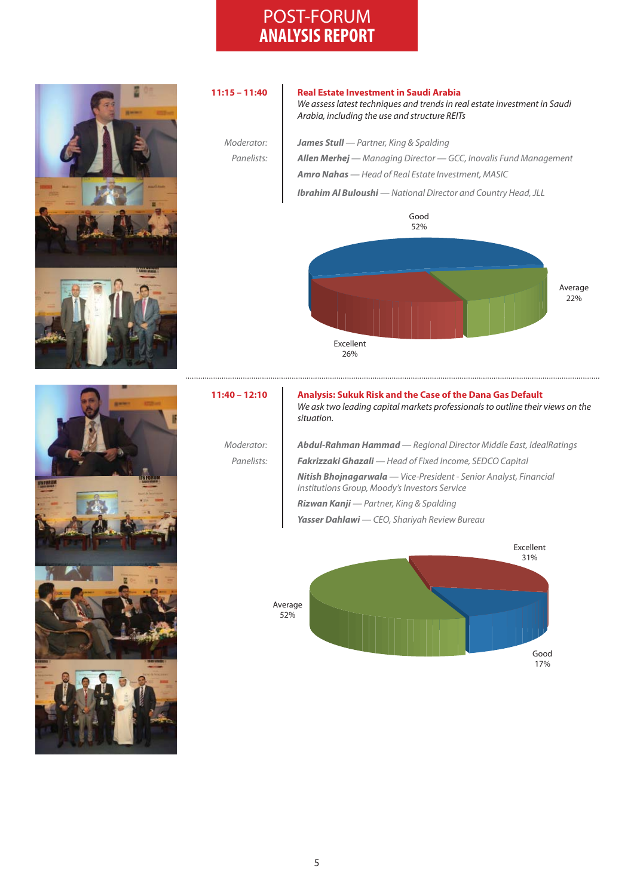# POST-FORUM ANALYSIS REPORT

**11:15 – 11:40**

**Real Estate Investment in Saudi Arabia**

*We assess latest techniques and trends in real estate investment in Saudi Arabia, including the use and structure REITs*

*Moderator:* ***James Stull*** *— Partner, King & Spalding*

*Panelists:*

***Allen Merhej*** *— Managing Director — GCC, Inovalis Fund Management*

***Amro Nahas*** *— Head of Real Estate Investment, MASIC*

***Ibrahim Al Buloushi*** *— National Director and Country Head, JLL*

Good 52%

Average 22%

Excellent 26%

---

**11:40 – 12:10**

**Analysis: Sukuk Risk and the Case of the Dana Gas Default**

*We ask two leading capital markets professionals to outline their views on the situation.*

*Moderator:* ***Abdul-Rahman Hammad*** *— Regional Director Middle East, IdealRatings*

*Panelists:*

***Fakrizzaki Ghazali*** *— Head of Fixed Income, SEDCO Capital*

***Nitish Bhojnagarwala*** *— Vice-President - Senior Analyst, Financial Institutions Group, Moody's Investors Service*

***Rizwan Kanji*** *— Partner, King & Spalding*

***Yasser Dahlawi*** *— CEO, Shariyah Review Bureau*

Excellent 31%

Average 52%

Good 17%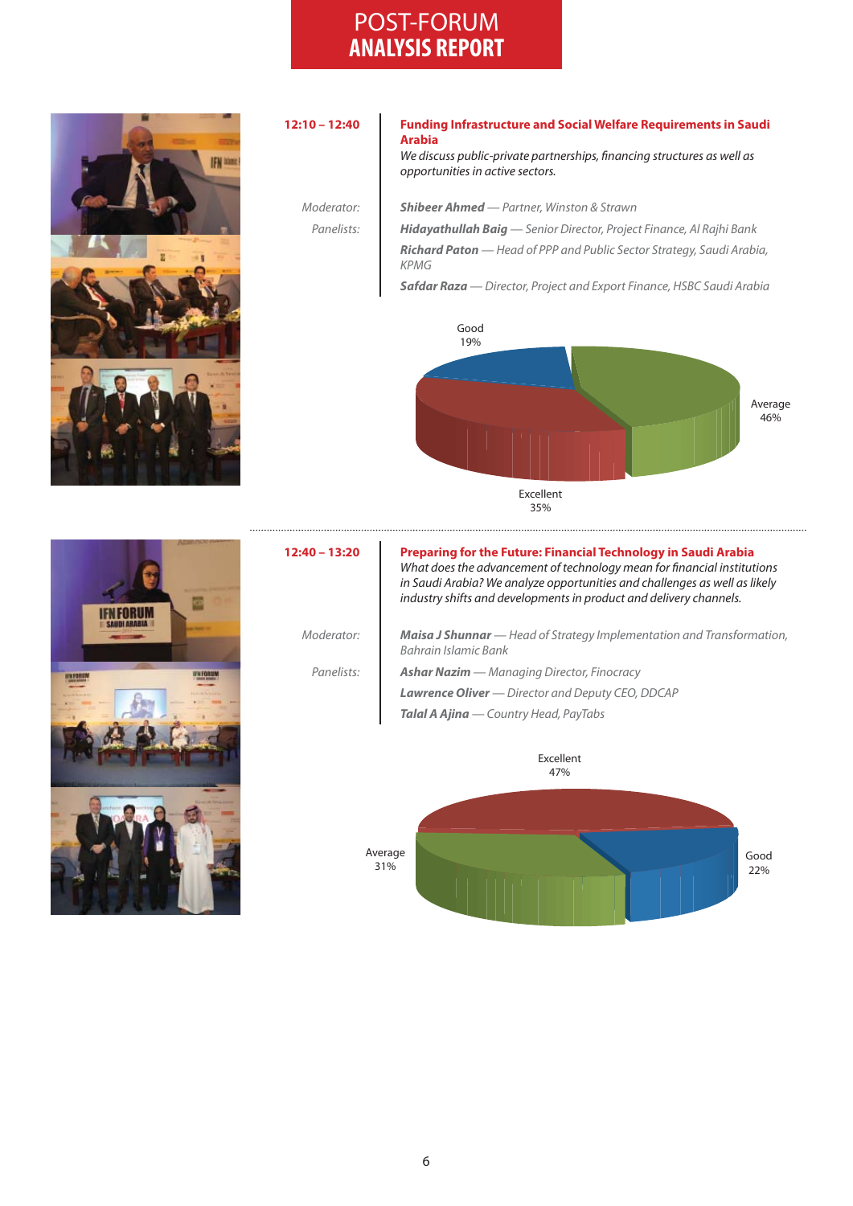**12:10 – 12:40**

## Funding Infrastructure and Social Welfare Requirements in Saudi Arabia

*We discuss public-private partnerships, financing structures as well as opportunities in active sectors.*

*Moderator:* ***Shibeer Ahmed** — Partner, Winston & Strawn*

*Panelists:*
- ***Hidayathullah Baig** — Senior Director, Project Finance, Al Rajhi Bank*
- ***Richard Paton** — Head of PPP and Public Sector Strategy, Saudi Arabia, KPMG*
- ***Safdar Raza** — Director, Project and Export Finance, HSBC Saudi Arabia*

Good 19%
Average 46%
Excellent 35%

---

**12:40 – 13:20**

## Preparing for the Future: Financial Technology in Saudi Arabia

*What does the advancement of technology mean for financial institutions in Saudi Arabia? We analyze opportunities and challenges as well as likely industry shifts and developments in product and delivery channels.*

*Moderator:* ***Maisa J Shunnar** — Head of Strategy Implementation and Transformation, Bahrain Islamic Bank*

*Panelists:*
- ***Ashar Nazim** — Managing Director, Finocracy*
- ***Lawrence Oliver** — Director and Deputy CEO, DDCAP*
- ***Talal A Ajina** — Country Head, PayTabs*

Excellent 47%
Average 31%
Good 22%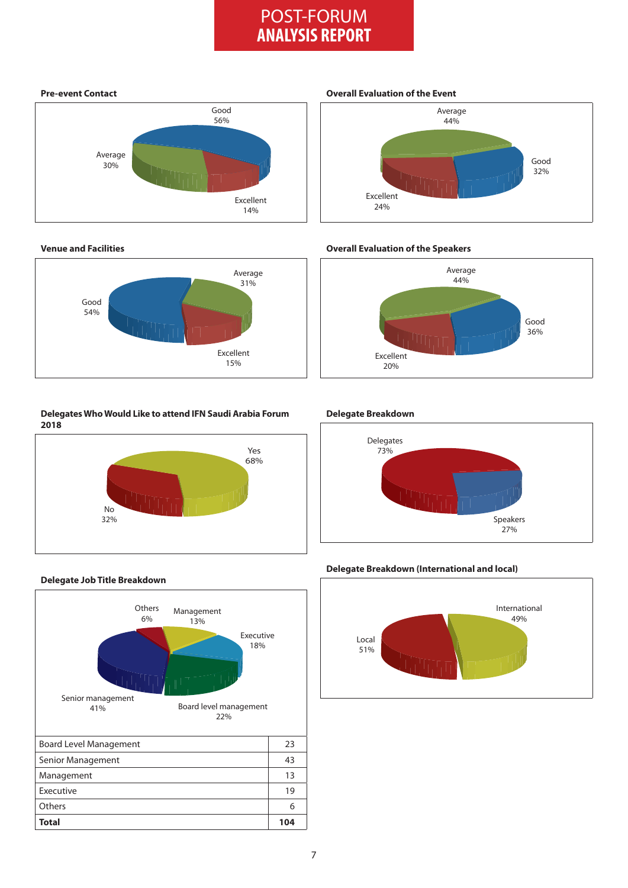# POST-FORUM ANALYSIS REPORT

### Pre-event Contact

Good 56%

Average 30%

Excellent 14%

### Overall Evaluation of the Event

Average 44%

Good 32%

Excellent 24%

### Venue and Facilities

Average 31%

Good 54%

Excellent 15%

### Overall Evaluation of the Speakers

Average 44%

Good 36%

Excellent 20%

### Delegates Who Would Like to attend IFN Saudi Arabia Forum 2018

Yes 68%

No 32%

### Delegate Breakdown

Delegates 73%

Speakers 27%

### Delegate Job Title Breakdown

Others 6%

Management 13%

Executive 18%

Senior management 41%

Board level management 22%

| Board Level Management | 23 |
|---|---|
| Senior Management | 43 |
| Management | 13 |
| Executive | 19 |
| Others | 6 |
| **Total** | **104** |

### Delegate Breakdown (International and local)

International 49%

Local 51%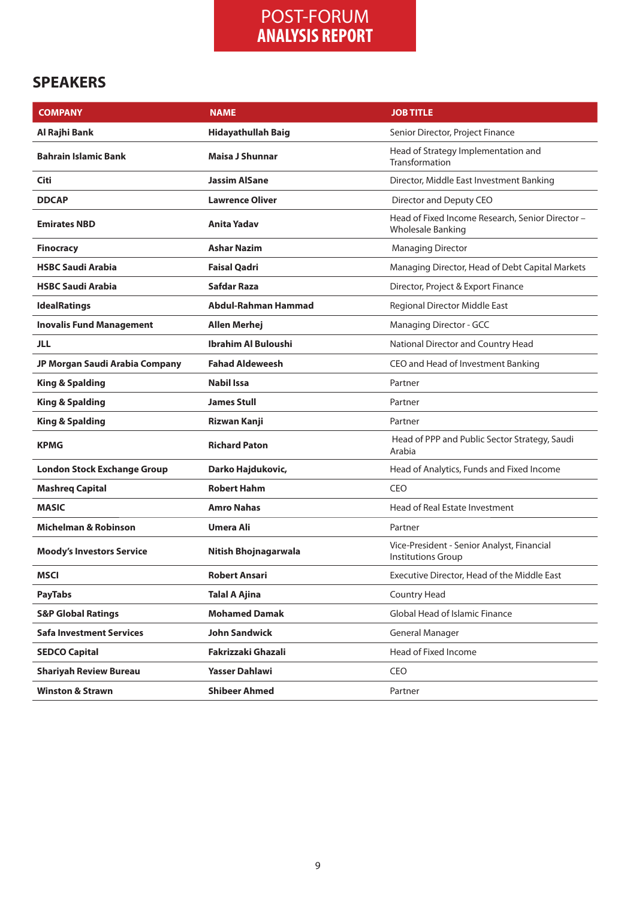# SPEAKERS

| COMPANY | NAME | JOB TITLE |
|---|---|---|
| **Al Rajhi Bank** | **Hidayathullah Baig** | Senior Director, Project Finance |
| **Bahrain Islamic Bank** | **Maisa J Shunnar** | Head of Strategy Implementation and Transformation |
| **Citi** | **Jassim AlSane** | Director, Middle East Investment Banking |
| **DDCAP** | **Lawrence Oliver** | Director and Deputy CEO |
| **Emirates NBD** | **Anita Yadav** | Head of Fixed Income Research, Senior Director – Wholesale Banking |
| **Finocracy** | **Ashar Nazim** | Managing Director |
| **HSBC Saudi Arabia** | **Faisal Qadri** | Managing Director, Head of Debt Capital Markets |
| **HSBC Saudi Arabia** | **Safdar Raza** | Director, Project & Export Finance |
| **IdealRatings** | **Abdul-Rahman Hammad** | Regional Director Middle East |
| **Inovalis Fund Management** | **Allen Merhej** | Managing Director - GCC |
| **JLL** | **Ibrahim Al Buloushi** | National Director and Country Head |
| **JP Morgan Saudi Arabia Company** | **Fahad Aldeweesh** | CEO and Head of Investment Banking |
| **King & Spalding** | **Nabil Issa** | Partner |
| **King & Spalding** | **James Stull** | Partner |
| **King & Spalding** | **Rizwan Kanji** | Partner |
| **KPMG** | **Richard Paton** | Head of PPP and Public Sector Strategy, Saudi Arabia |
| **London Stock Exchange Group** | **Darko Hajdukovic,** | Head of Analytics, Funds and Fixed Income |
| **Mashreq Capital** | **Robert Hahm** | CEO |
| **MASIC** | **Amro Nahas** | Head of Real Estate Investment |
| **Michelman & Robinson** | **Umera Ali** | Partner |
| **Moody's Investors Service** | **Nitish Bhojnagarwala** | Vice-President - Senior Analyst, Financial Institutions Group |
| **MSCI** | **Robert Ansari** | Executive Director, Head of the Middle East |
| **PayTabs** | **Talal A Ajina** | Country Head |
| **S&P Global Ratings** | **Mohamed Damak** | Global Head of Islamic Finance |
| **Safa Investment Services** | **John Sandwick** | General Manager |
| **SEDCO Capital** | **Fakrizzaki Ghazali** | Head of Fixed Income |
| **Shariyah Review Bureau** | **Yasser Dahlawi** | CEO |
| **Winston & Strawn** | **Shibeer Ahmed** | Partner |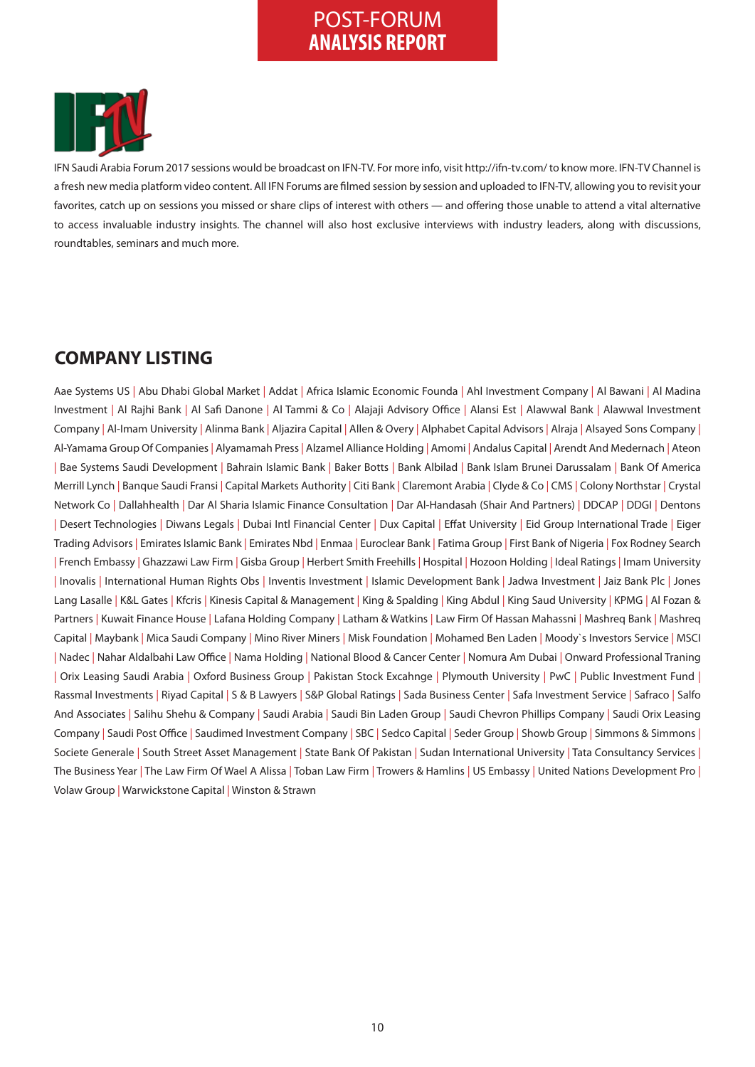IFN Saudi Arabia Forum 2017 sessions would be broadcast on IFN-TV. For more info, visit http://ifn-tv.com/ to know more. IFN-TV Channel is a fresh new media platform video content. All IFN Forums are filmed session by session and uploaded to IFN-TV, allowing you to revisit your favorites, catch up on sessions you missed or share clips of interest with others — and offering those unable to attend a vital alternative to access invaluable industry insights. The channel will also host exclusive interviews with industry leaders, along with discussions, roundtables, seminars and much more.

## COMPANY LISTING

Aae Systems US | Abu Dhabi Global Market | Addat | Africa Islamic Economic Founda | Ahl Investment Company | Al Bawani | Al Madina Investment | Al Rajhi Bank | Al Safi Danone | Al Tammi & Co | Alajaji Advisory Office | Alansi Est | Alawwal Bank | Alawwal Investment Company | Al-Imam University | Alinma Bank | Aljazira Capital | Allen & Overy | Alphabet Capital Advisors | Alraja | Alsayed Sons Company | Al-Yamama Group Of Companies | Alyamamah Press | Alzamel Alliance Holding | Amomi | Andalus Capital | Arendt And Medernach | Ateon | Bae Systems Saudi Development | Bahrain Islamic Bank | Baker Botts | Bank Albilad | Bank Islam Brunei Darussalam | Bank Of America Merrill Lynch | Banque Saudi Fransi | Capital Markets Authority | Citi Bank | Claremont Arabia | Clyde & Co | CMS | Colony Northstar | Crystal Network Co | Dallahhealth | Dar Al Sharia Islamic Finance Consultation | Dar Al-Handasah (Shair And Partners) | DDCAP | DDGI | Dentons | Desert Technologies | Diwans Legals | Dubai Intl Financial Center | Dux Capital | Effat University | Eid Group International Trade | Eiger Trading Advisors | Emirates Islamic Bank | Emirates Nbd | Enmaa | Euroclear Bank | Fatima Group | First Bank of Nigeria | Fox Rodney Search | French Embassy | Ghazzawi Law Firm | Gisba Group | Herbert Smith Freehills | Hospital | Hozoon Holding | Ideal Ratings | Imam University | Inovalis | International Human Rights Obs | Inventis Investment | Islamic Development Bank | Jadwa Investment | Jaiz Bank Plc | Jones Lang Lasalle | K&L Gates | Kfcris | Kinesis Capital & Management | King & Spalding | King Abdul | King Saud University | KPMG | Al Fozan & Partners | Kuwait Finance House | Lafana Holding Company | Latham & Watkins | Law Firm Of Hassan Mahassni | Mashreq Bank | Mashreq Capital | Maybank | Mica Saudi Company | Mino River Miners | Misk Foundation | Mohamed Ben Laden | Moody`s Investors Service | MSCI | Nadec | Nahar Aldalbahi Law Office | Nama Holding | National Blood & Cancer Center | Nomura Am Dubai | Onward Professional Traning | Orix Leasing Saudi Arabia | Oxford Business Group | Pakistan Stock Excahnge | Plymouth University | PwC | Public Investment Fund | Rassmal Investments | Riyad Capital | S & B Lawyers | S&P Global Ratings | Sada Business Center | Safa Investment Service | Safraco | Salfo And Associates | Salihu Shehu & Company | Saudi Arabia | Saudi Bin Laden Group | Saudi Chevron Phillips Company | Saudi Orix Leasing Company | Saudi Post Office | Saudimed Investment Company | SBC | Sedco Capital | Seder Group | Showb Group | Simmons & Simmons | Societe Generale | South Street Asset Management | State Bank Of Pakistan | Sudan International University | Tata Consultancy Services | The Business Year | The Law Firm Of Wael A Alissa | Toban Law Firm | Trowers & Hamlins | US Embassy | United Nations Development Pro | Volaw Group | Warwickstone Capital | Winston & Strawn